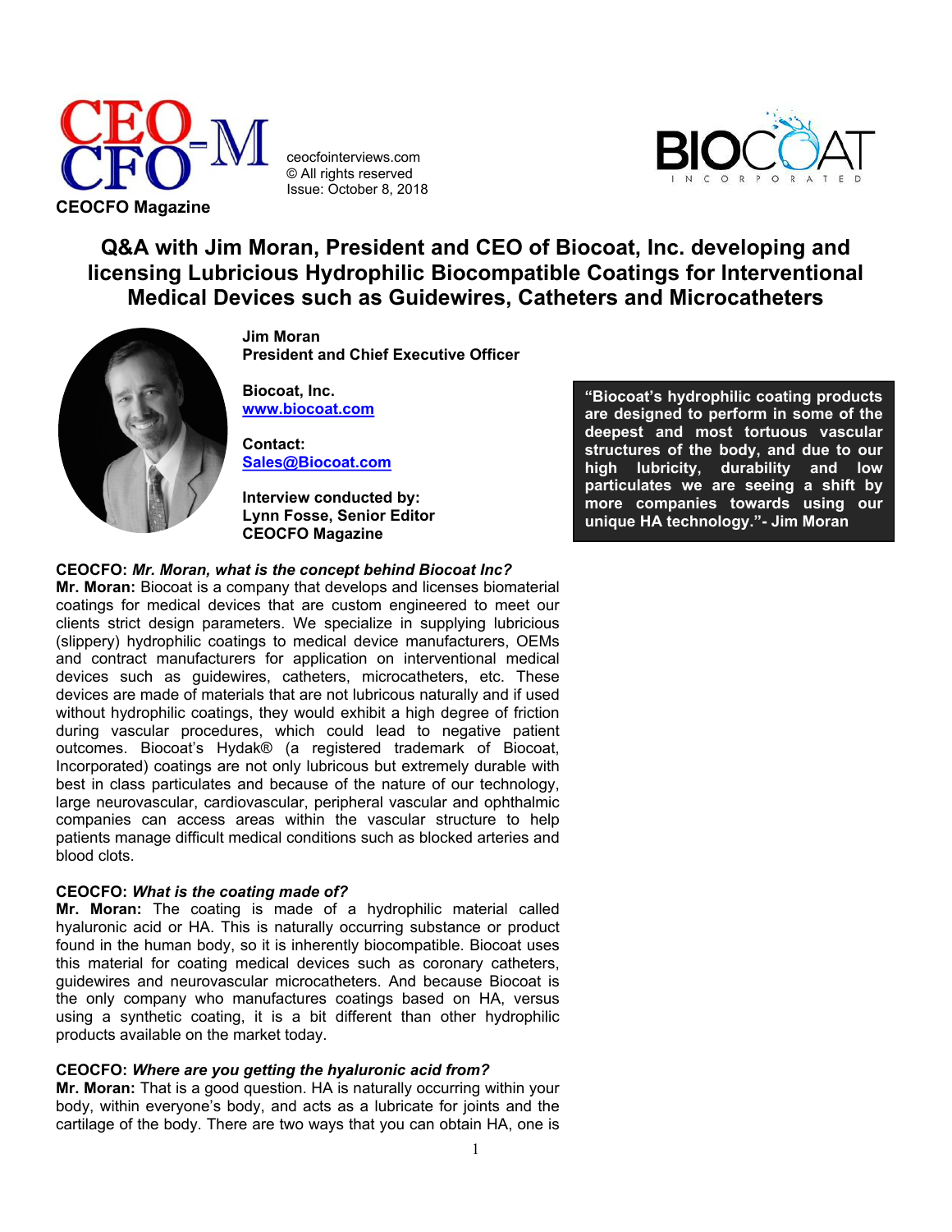CEOCFO Magazine

ceocfointerviews.com
© All rights reserved
Issue: October 8, 2018

# Q&A with Jim Moran, President and CEO of Biocoat, Inc. developing and licensing Lubricious Hydrophilic Biocompatible Coatings for Interventional Medical Devices such as Guidewires, Catheters and Microcatheters

**Jim Moran**
**President and Chief Executive Officer**

**Biocoat, Inc.**
**www.biocoat.com**

**Contact:**
**Sales@Biocoat.com**

**Interview conducted by:**
**Lynn Fosse, Senior Editor**
**CEOCFO Magazine**

> **"Biocoat's hydrophilic coating products are designed to perform in some of the deepest and most tortuous vascular structures of the body, and due to our high lubricity, durability and low particulates we are seeing a shift by more companies towards using our unique HA technology."- Jim Moran**

**CEOCFO:** ***Mr. Moran, what is the concept behind Biocoat Inc?***

**Mr. Moran:** Biocoat is a company that develops and licenses biomaterial coatings for medical devices that are custom engineered to meet our clients strict design parameters. We specialize in supplying lubricious (slippery) hydrophilic coatings to medical device manufacturers, OEMs and contract manufacturers for application on interventional medical devices such as guidewires, catheters, microcatheters, etc. These devices are made of materials that are not lubricous naturally and if used without hydrophilic coatings, they would exhibit a high degree of friction during vascular procedures, which could lead to negative patient outcomes. Biocoat's Hydak® (a registered trademark of Biocoat, Incorporated) coatings are not only lubricous but extremely durable with best in class particulates and because of the nature of our technology, large neurovascular, cardiovascular, peripheral vascular and ophthalmic companies can access areas within the vascular structure to help patients manage difficult medical conditions such as blocked arteries and blood clots.

**CEOCFO:** ***What is the coating made of?***

**Mr. Moran:** The coating is made of a hydrophilic material called hyaluronic acid or HA. This is naturally occurring substance or product found in the human body, so it is inherently biocompatible. Biocoat uses this material for coating medical devices such as coronary catheters, guidewires and neurovascular microcatheters. And because Biocoat is the only company who manufactures coatings based on HA, versus using a synthetic coating, it is a bit different than other hydrophilic products available on the market today.

**CEOCFO:** ***Where are you getting the hyaluronic acid from?***

**Mr. Moran:** That is a good question. HA is naturally occurring within your body, within everyone's body, and acts as a lubricate for joints and the cartilage of the body. There are two ways that you can obtain HA, one is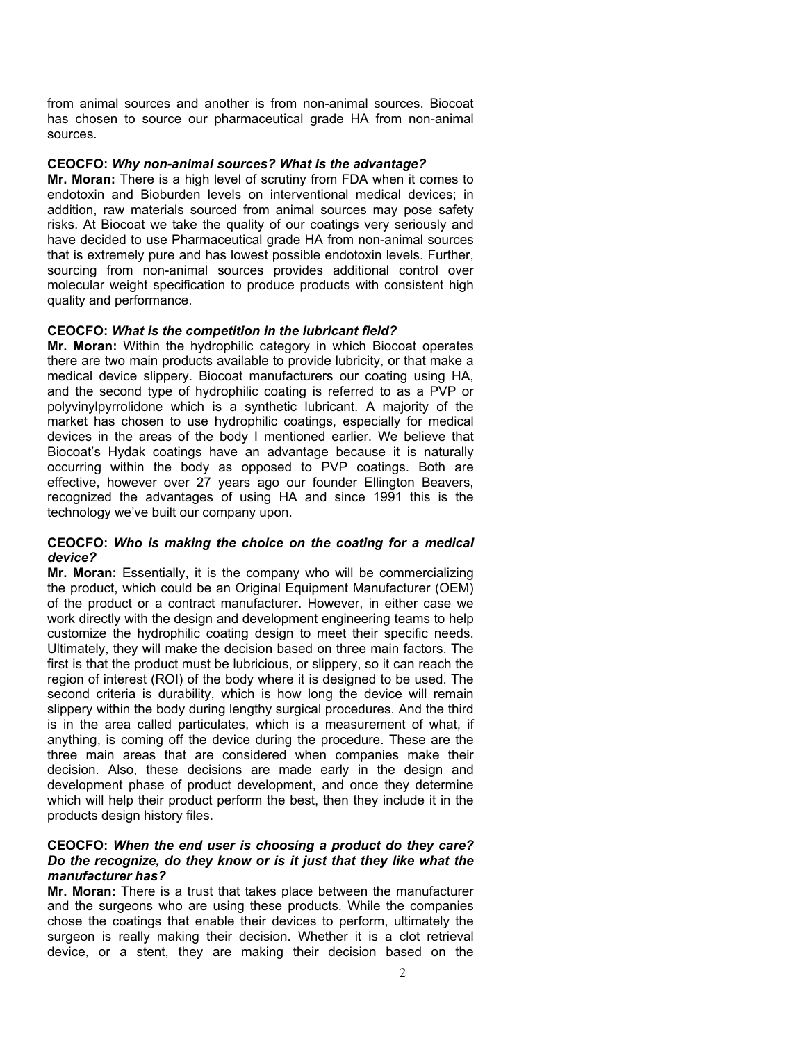from animal sources and another is from non-animal sources. Biocoat has chosen to source our pharmaceutical grade HA from non-animal sources.

**CEOCFO:** ***Why non-animal sources? What is the advantage?***

**Mr. Moran:** There is a high level of scrutiny from FDA when it comes to endotoxin and Bioburden levels on interventional medical devices; in addition, raw materials sourced from animal sources may pose safety risks. At Biocoat we take the quality of our coatings very seriously and have decided to use Pharmaceutical grade HA from non-animal sources that is extremely pure and has lowest possible endotoxin levels. Further, sourcing from non-animal sources provides additional control over molecular weight specification to produce products with consistent high quality and performance.

**CEOCFO:** ***What is the competition in the lubricant field?***

**Mr. Moran:** Within the hydrophilic category in which Biocoat operates there are two main products available to provide lubricity, or that make a medical device slippery. Biocoat manufacturers our coating using HA, and the second type of hydrophilic coating is referred to as a PVP or polyvinylpyrrolidone which is a synthetic lubricant. A majority of the market has chosen to use hydrophilic coatings, especially for medical devices in the areas of the body I mentioned earlier. We believe that Biocoat's Hydak coatings have an advantage because it is naturally occurring within the body as opposed to PVP coatings. Both are effective, however over 27 years ago our founder Ellington Beavers, recognized the advantages of using HA and since 1991 this is the technology we've built our company upon.

**CEOCFO:** ***Who is making the choice on the coating for a medical device?***

**Mr. Moran:** Essentially, it is the company who will be commercializing the product, which could be an Original Equipment Manufacturer (OEM) of the product or a contract manufacturer. However, in either case we work directly with the design and development engineering teams to help customize the hydrophilic coating design to meet their specific needs. Ultimately, they will make the decision based on three main factors. The first is that the product must be lubricious, or slippery, so it can reach the region of interest (ROI) of the body where it is designed to be used. The second criteria is durability, which is how long the device will remain slippery within the body during lengthy surgical procedures. And the third is in the area called particulates, which is a measurement of what, if anything, is coming off the device during the procedure. These are the three main areas that are considered when companies make their decision. Also, these decisions are made early in the design and development phase of product development, and once they determine which will help their product perform the best, then they include it in the products design history files.

**CEOCFO:** ***When the end user is choosing a product do they care? Do the recognize, do they know or is it just that they like what the manufacturer has?***

**Mr. Moran:** There is a trust that takes place between the manufacturer and the surgeons who are using these products. While the companies chose the coatings that enable their devices to perform, ultimately the surgeon is really making their decision. Whether it is a clot retrieval device, or a stent, they are making their decision based on the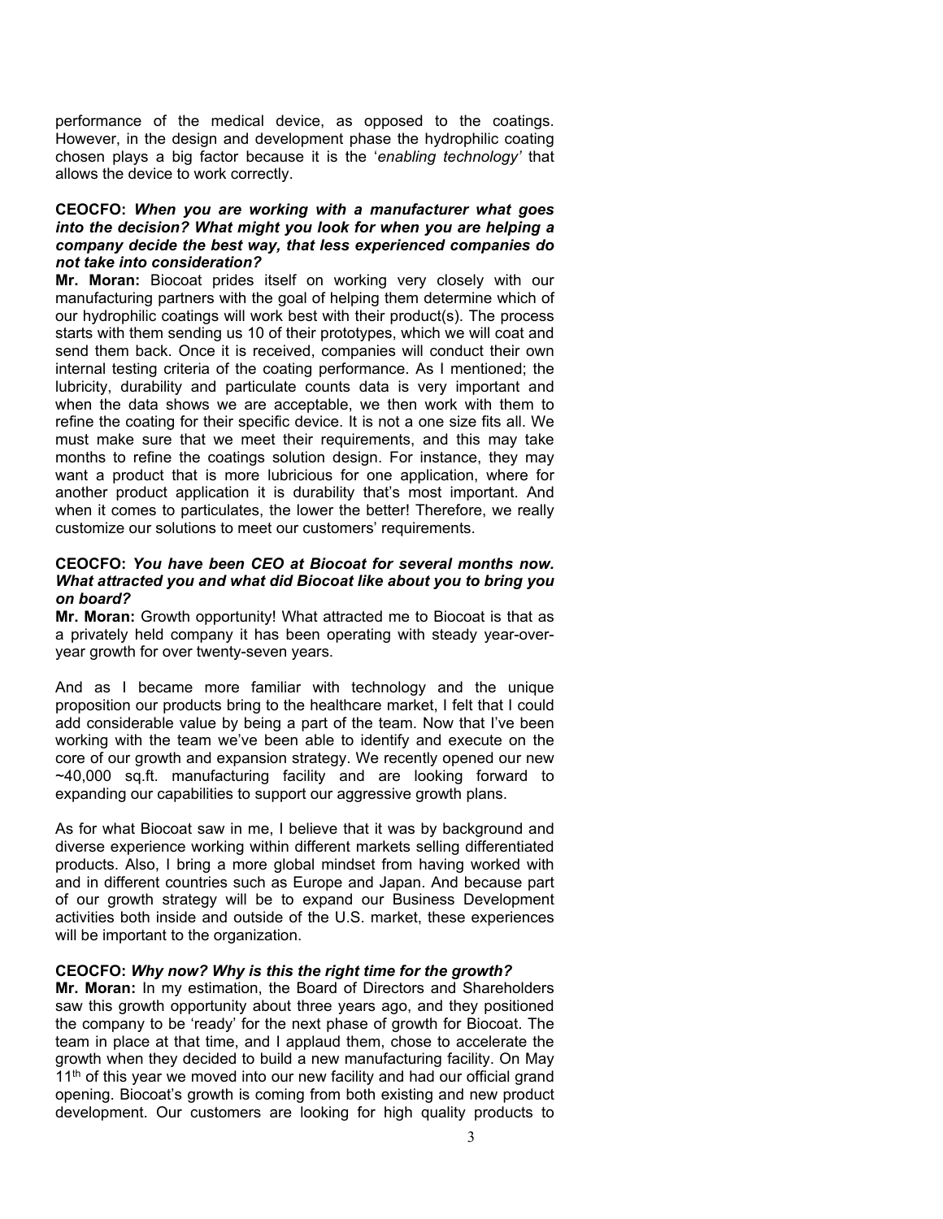performance of the medical device, as opposed to the coatings. However, in the design and development phase the hydrophilic coating chosen plays a big factor because it is the '*enabling technology'* that allows the device to work correctly.

**CEOCFO: *When you are working with a manufacturer what goes into the decision? What might you look for when you are helping a company decide the best way, that less experienced companies do not take into consideration?***

**Mr. Moran:** Biocoat prides itself on working very closely with our manufacturing partners with the goal of helping them determine which of our hydrophilic coatings will work best with their product(s). The process starts with them sending us 10 of their prototypes, which we will coat and send them back. Once it is received, companies will conduct their own internal testing criteria of the coating performance. As I mentioned; the lubricity, durability and particulate counts data is very important and when the data shows we are acceptable, we then work with them to refine the coating for their specific device. It is not a one size fits all. We must make sure that we meet their requirements, and this may take months to refine the coatings solution design. For instance, they may want a product that is more lubricious for one application, where for another product application it is durability that's most important. And when it comes to particulates, the lower the better! Therefore, we really customize our solutions to meet our customers' requirements.

**CEOCFO: *You have been CEO at Biocoat for several months now. What attracted you and what did Biocoat like about you to bring you on board?***

**Mr. Moran:** Growth opportunity! What attracted me to Biocoat is that as a privately held company it has been operating with steady year-over-year growth for over twenty-seven years.

And as I became more familiar with technology and the unique proposition our products bring to the healthcare market, I felt that I could add considerable value by being a part of the team. Now that I've been working with the team we've been able to identify and execute on the core of our growth and expansion strategy. We recently opened our new ~40,000 sq.ft. manufacturing facility and are looking forward to expanding our capabilities to support our aggressive growth plans.

As for what Biocoat saw in me, I believe that it was by background and diverse experience working within different markets selling differentiated products. Also, I bring a more global mindset from having worked with and in different countries such as Europe and Japan. And because part of our growth strategy will be to expand our Business Development activities both inside and outside of the U.S. market, these experiences will be important to the organization.

**CEOCFO: *Why now? Why is this the right time for the growth?***

**Mr. Moran:** In my estimation, the Board of Directors and Shareholders saw this growth opportunity about three years ago, and they positioned the company to be 'ready' for the next phase of growth for Biocoat. The team in place at that time, and I applaud them, chose to accelerate the growth when they decided to build a new manufacturing facility. On May 11th of this year we moved into our new facility and had our official grand opening. Biocoat's growth is coming from both existing and new product development. Our customers are looking for high quality products to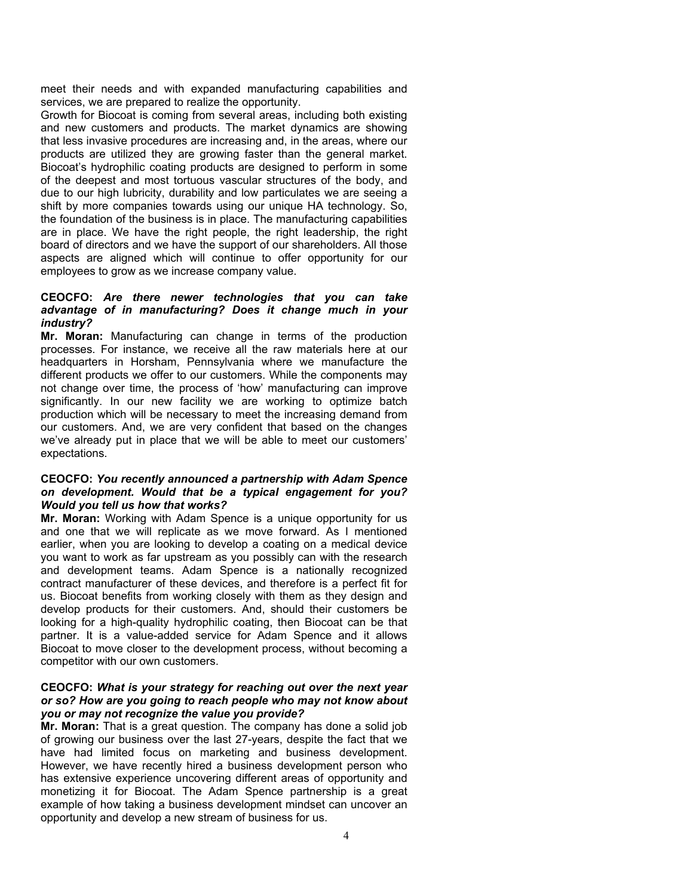meet their needs and with expanded manufacturing capabilities and services, we are prepared to realize the opportunity.

Growth for Biocoat is coming from several areas, including both existing and new customers and products. The market dynamics are showing that less invasive procedures are increasing and, in the areas, where our products are utilized they are growing faster than the general market. Biocoat's hydrophilic coating products are designed to perform in some of the deepest and most tortuous vascular structures of the body, and due to our high lubricity, durability and low particulates we are seeing a shift by more companies towards using our unique HA technology. So, the foundation of the business is in place. The manufacturing capabilities are in place. We have the right people, the right leadership, the right board of directors and we have the support of our shareholders. All those aspects are aligned which will continue to offer opportunity for our employees to grow as we increase company value.

**CEOCFO:** ***Are there newer technologies that you can take advantage of in manufacturing? Does it change much in your industry?***

**Mr. Moran:** Manufacturing can change in terms of the production processes. For instance, we receive all the raw materials here at our headquarters in Horsham, Pennsylvania where we manufacture the different products we offer to our customers. While the components may not change over time, the process of 'how' manufacturing can improve significantly. In our new facility we are working to optimize batch production which will be necessary to meet the increasing demand from our customers. And, we are very confident that based on the changes we've already put in place that we will be able to meet our customers' expectations.

**CEOCFO:** ***You recently announced a partnership with Adam Spence on development. Would that be a typical engagement for you? Would you tell us how that works?***

**Mr. Moran:** Working with Adam Spence is a unique opportunity for us and one that we will replicate as we move forward. As I mentioned earlier, when you are looking to develop a coating on a medical device you want to work as far upstream as you possibly can with the research and development teams. Adam Spence is a nationally recognized contract manufacturer of these devices, and therefore is a perfect fit for us. Biocoat benefits from working closely with them as they design and develop products for their customers. And, should their customers be looking for a high-quality hydrophilic coating, then Biocoat can be that partner. It is a value-added service for Adam Spence and it allows Biocoat to move closer to the development process, without becoming a competitor with our own customers.

**CEOCFO:** ***What is your strategy for reaching out over the next year or so? How are you going to reach people who may not know about you or may not recognize the value you provide?***

**Mr. Moran:** That is a great question. The company has done a solid job of growing our business over the last 27-years, despite the fact that we have had limited focus on marketing and business development. However, we have recently hired a business development person who has extensive experience uncovering different areas of opportunity and monetizing it for Biocoat. The Adam Spence partnership is a great example of how taking a business development mindset can uncover an opportunity and develop a new stream of business for us.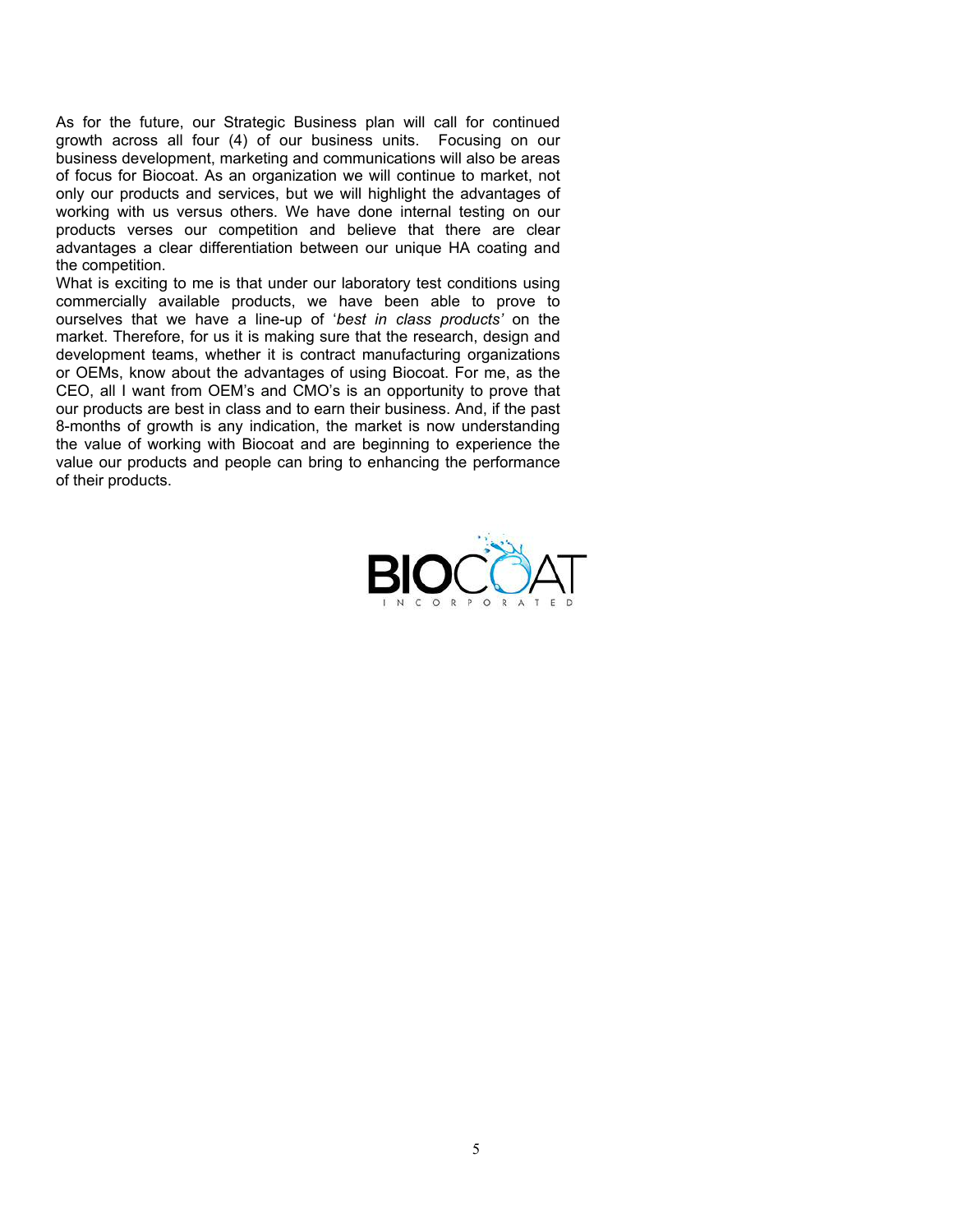As for the future, our Strategic Business plan will call for continued growth across all four (4) of our business units.  Focusing on our business development, marketing and communications will also be areas of focus for Biocoat. As an organization we will continue to market, not only our products and services, but we will highlight the advantages of working with us versus others. We have done internal testing on our products verses our competition and believe that there are clear advantages a clear differentiation between our unique HA coating and the competition.

What is exciting to me is that under our laboratory test conditions using commercially available products, we have been able to prove to ourselves that we have a line-up of '*best in class products'* on the market. Therefore, for us it is making sure that the research, design and development teams, whether it is contract manufacturing organizations or OEMs, know about the advantages of using Biocoat. For me, as the CEO, all I want from OEM's and CMO's is an opportunity to prove that our products are best in class and to earn their business. And, if the past 8-months of growth is any indication, the market is now understanding the value of working with Biocoat and are beginning to experience the value our products and people can bring to enhancing the performance of their products.

BIOCOAT

INCORPORATED